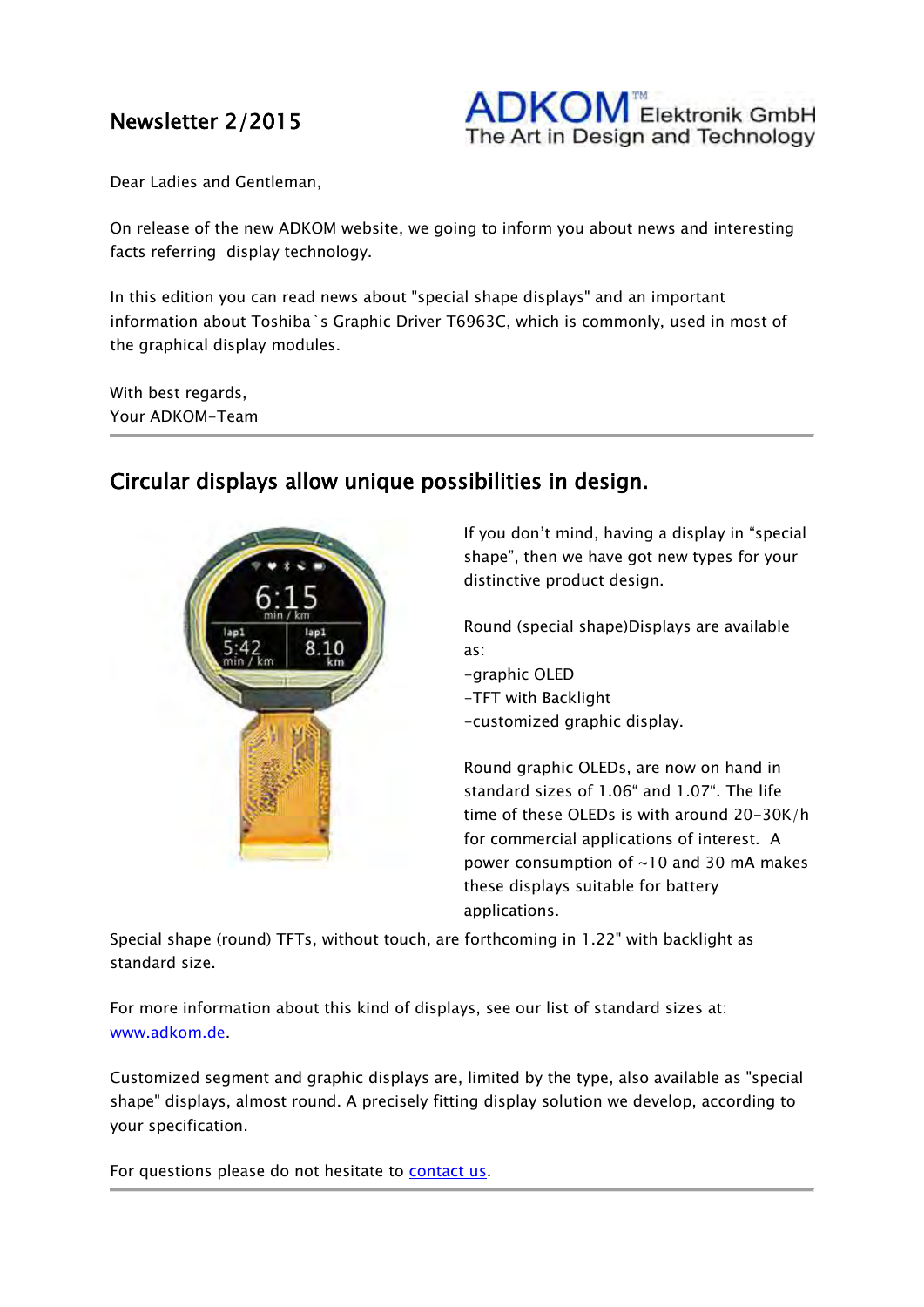# Newsletter 2/2015

ADKOM™ Elektronik GmbH
The Art in Design and Technology

Dear Ladies and Gentleman,

On release of the new ADKOM website, we going to inform you about news and interesting facts referring  display technology.

In this edition you can read news about "special shape displays" and an important information about Toshiba`s Graphic Driver T6963C, which is commonly, used in most of the graphical display modules.

With best regards,
Your ADKOM-Team

---

## Circular displays allow unique possibilities in design.

If you don't mind, having a display in "special shape", then we have got new types for your distinctive product design.

Round (special shape)Displays are available as:
-graphic OLED
-TFT with Backlight
-customized graphic display.

Round graphic OLEDs, are now on hand in standard sizes of 1.06" and 1.07". The life time of these OLEDs is with around 20-30K/h for commercial applications of interest.  A power consumption of ~10 and 30 mA makes these displays suitable for battery applications.

Special shape (round) TFTs, without touch, are forthcoming in 1.22" with backlight as standard size.

For more information about this kind of displays, see our list of standard sizes at: [www.adkom.de](www.adkom.de).

Customized segment and graphic displays are, limited by the type, also available as "special shape" displays, almost round. A precisely fitting display solution we develop, according to your specification.

For questions please do not hesitate to contact us.

---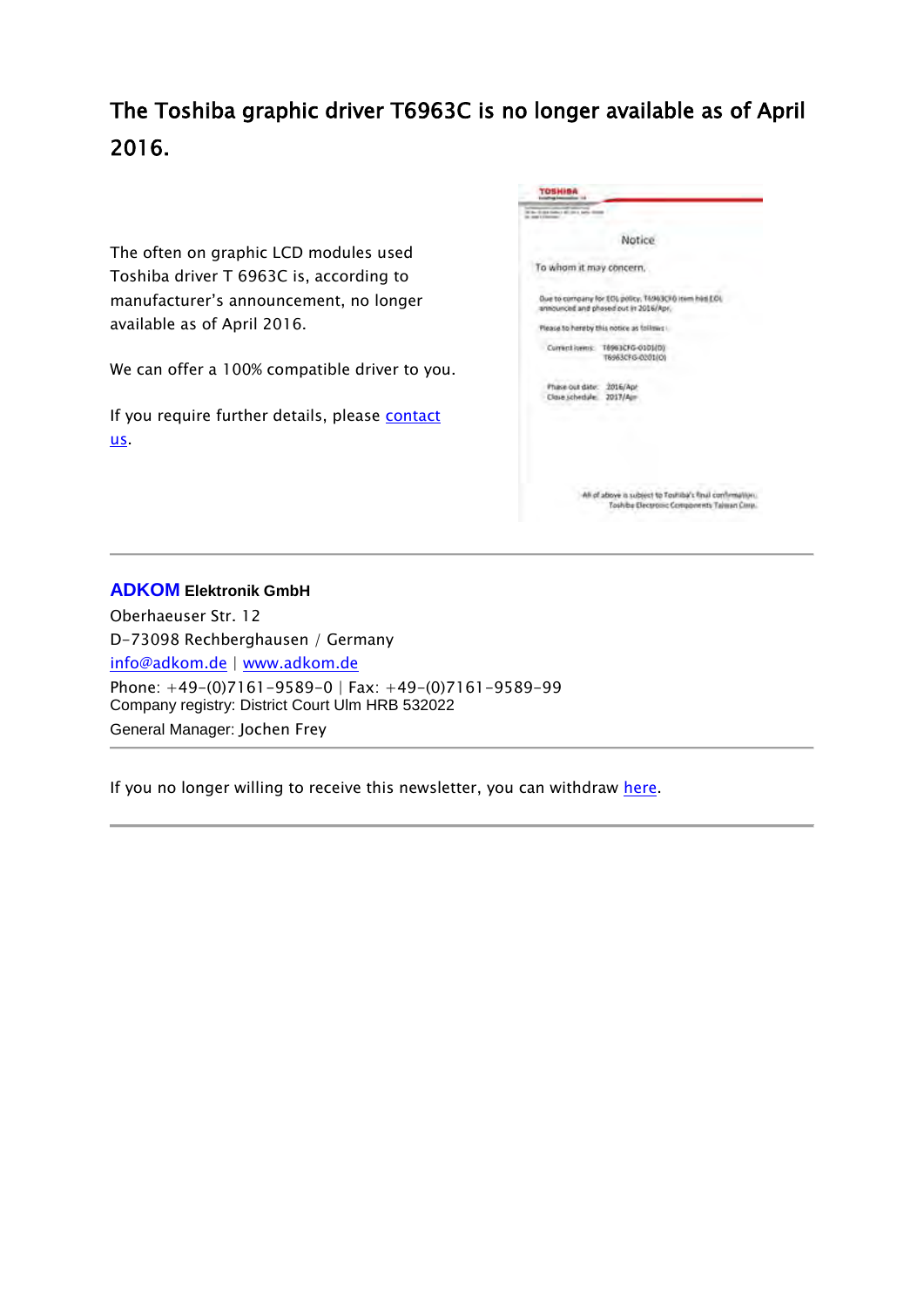# The Toshiba graphic driver T6963C is no longer available as of April 2016.

The often on graphic LCD modules used Toshiba driver T 6963C is, according to manufacturer's announcement, no longer available as of April 2016.

We can offer a 100% compatible driver to you.

If you require further details, please contact us.

---

**ADKOM Elektronik GmbH**
Oberhaeuser Str. 12
D-73098 Rechberghausen / Germany
info@adkom.de | www.adkom.de
Phone: +49-(0)7161-9589-0 | Fax: +49-(0)7161-9589-99
Company registry: District Court Ulm HRB 532022
General Manager: Jochen Frey

---

If you no longer willing to receive this newsletter, you can withdraw here.